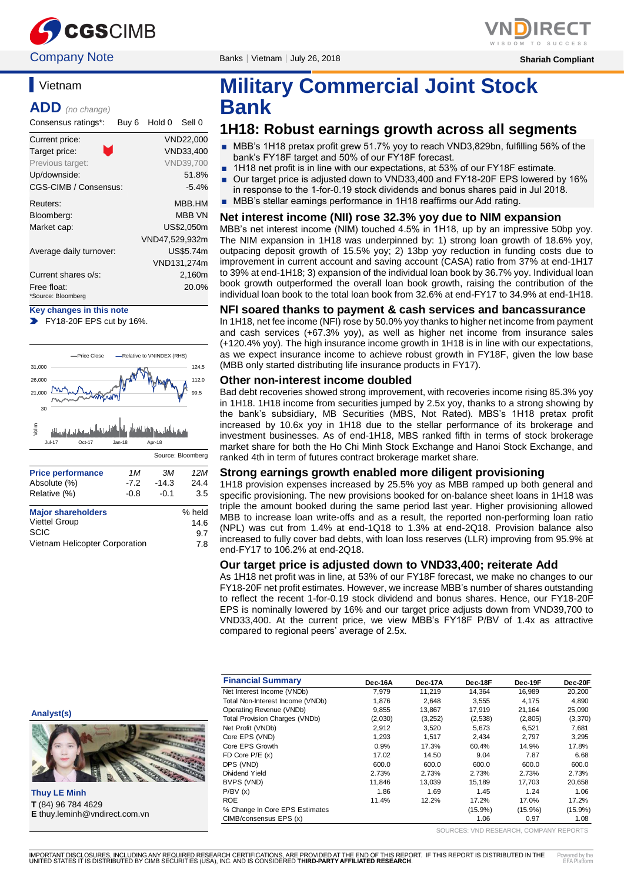Company Note | Banks | Vietnam | July 26, 2018 | Shariah Compliant

## Vietnam

**ADD** *(no change)*

| Consensus ratings*: | Buy 6 | Hold 0 | Sell 0 |
|---|---|---|---|

| | |
|---|---|
| Current price: | VND22,000 |
| Target price: | VND33,400 |
| Previous target: | VND39,700 |
| Up/downside: | 51.8% |
| CGS-CIMB / Consensus: | -5.4% |
| Reuters: | MBB.HM |
| Bloomberg: | MBB VN |
| Market cap: | US$2,050m |
| | VND47,529,932m |
| Average daily turnover: | US$5.74m |
| | VND131,274m |
| Current shares o/s: | 2,160m |
| Free float: | 20.0% |

*Source: Bloomberg

**Key changes in this note**

- FY18-20F EPS cut by 16%.

Source: Bloomberg

| Price performance | 1M | 3M | 12M |
|---|---|---|---|
| Absolute (%) | -7.2 | -14.3 | 24.4 |
| Relative (%) | -0.8 | -0.1 | 3.5 |

| Major shareholders | % held |
|---|---|
| Viettel Group | 14.6 |
| SCIC | 9.7 |
| Vietnam Helicopter Corporation | 7.8 |

# Military Commercial Joint Stock Bank

## 1H18: Robust earnings growth across all segments

- MBB's 1H18 pretax profit grew 51.7% yoy to reach VND3,829bn, fulfilling 56% of the bank's FY18F target and 50% of our FY18F forecast.
- 1H18 net profit is in line with our expectations, at 53% of our FY18F estimate.
- Our target price is adjusted down to VND33,400 and FY18-20F EPS lowered by 16% in response to the 1-for-0.19 stock dividends and bonus shares paid in Jul 2018.
- MBB's stellar earnings performance in 1H18 reaffirms our Add rating.

### Net interest income (NII) rose 32.3% yoy due to NIM expansion

MBB's net interest income (NIM) touched 4.5% in 1H18, up by an impressive 50bp yoy. The NIM expansion in 1H18 was underpinned by: 1) strong loan growth of 18.6% yoy, outpacing deposit growth of 15.5% yoy; 2) 13bp yoy reduction in funding costs due to improvement in current account and saving account (CASA) ratio from 37% at end-1H17 to 39% at end-1H18; 3) expansion of the individual loan book by 36.7% yoy. Individual loan book growth outperformed the overall loan book growth, raising the contribution of the individual loan book to the total loan book from 32.6% at end-FY17 to 34.9% at end-1H18.

### NFI soared thanks to payment & cash services and bancassurance

In 1H18, net fee income (NFI) rose by 50.0% yoy thanks to higher net income from payment and cash services (+67.3% yoy), as well as higher net income from insurance sales (+120.4% yoy). The high insurance income growth in 1H18 is in line with our expectations, as we expect insurance income to achieve robust growth in FY18F, given the low base (MBB only started distributing life insurance products in FY17).

### Other non-interest income doubled

Bad debt recoveries showed strong improvement, with recoveries income rising 85.3% yoy in 1H18. 1H18 income from securities jumped by 2.5x yoy, thanks to a strong showing by the bank's subsidiary, MB Securities (MBS, Not Rated). MBS's 1H18 pretax profit increased by 10.6x yoy in 1H18 due to the stellar performance of its brokerage and investment businesses. As of end-1H18, MBS ranked fifth in terms of stock brokerage market share for both the Ho Chi Minh Stock Exchange and Hanoi Stock Exchange, and ranked 4th in term of futures contract brokerage market share.

### Strong earnings growth enabled more diligent provisioning

1H18 provision expenses increased by 25.5% yoy as MBB ramped up both general and specific provisioning. The new provisions booked for on-balance sheet loans in 1H18 was triple the amount booked during the same period last year. Higher provisioning allowed MBB to increase loan write-offs and as a result, the reported non-performing loan ratio (NPL) was cut from 1.4% at end-1Q18 to 1.3% at end-2Q18. Provision balance also increased to fully cover bad debts, with loan loss reserves (LLR) improving from 95.9% at end-FY17 to 106.2% at end-2Q18.

### Our target price is adjusted down to VND33,400; reiterate Add

As 1H18 net profit was in line, at 53% of our FY18F forecast, we make no changes to our FY18-20F net profit estimates. However, we increase MBB's number of shares outstanding to reflect the recent 1-for-0.19 stock dividend and bonus shares. Hence, our FY18-20F EPS is nominally lowered by 16% and our target price adjusts down from VND39,700 to VND33,400. At the current price, we view MBB's FY18F P/BV of 1.4x as attractive compared to regional peers' average of 2.5x.

**Analyst(s)**

**Thuy LE Minh**
**T** (84) 96 784 4629
**E** thuy.leminh@vndirect.com.vn

| Financial Summary | Dec-16A | Dec-17A | Dec-18F | Dec-19F | Dec-20F |
|---|---|---|---|---|---|
| Net Interest Income (VNDb) | 7,979 | 11,219 | 14,364 | 16,989 | 20,200 |
| Total Non-Interest Income (VNDb) | 1,876 | 2,648 | 3,555 | 4,175 | 4,890 |
| Operating Revenue (VNDb) | 9,855 | 13,867 | 17,919 | 21,164 | 25,090 |
| Total Provision Charges (VNDb) | (2,030) | (3,252) | (2,538) | (2,805) | (3,370) |
| Net Profit (VNDb) | 2,912 | 3,520 | 5,673 | 6,521 | 7,681 |
| Core EPS (VND) | 1,293 | 1,517 | 2,434 | 2,797 | 3,295 |
| Core EPS Growth | 0.9% | 17.3% | 60.4% | 14.9% | 17.8% |
| FD Core P/E (x) | 17.02 | 14.50 | 9.04 | 7.87 | 6.68 |
| DPS (VND) | 600.0 | 600.0 | 600.0 | 600.0 | 600.0 |
| Dividend Yield | 2.73% | 2.73% | 2.73% | 2.73% | 2.73% |
| BVPS (VND) | 11,846 | 13,039 | 15,189 | 17,703 | 20,658 |
| P/BV (x) | 1.86 | 1.69 | 1.45 | 1.24 | 1.06 |
| ROE | 11.4% | 12.2% | 17.2% | 17.0% | 17.2% |
| % Change In Core EPS Estimates | | | (15.9%) | (15.9%) | (15.9%) |
| CIMB/consensus EPS (x) | | | 1.06 | 0.97 | 1.08 |

SOURCES: VND RESEARCH, COMPANY REPORTS

IMPORTANT DISCLOSURES, INCLUDING ANY REQUIRED RESEARCH CERTIFICATIONS, ARE PROVIDED AT THE END OF THIS REPORT. IF THIS REPORT IS DISTRIBUTED IN THE UNITED STATES IT IS DISTRIBUTED BY CIMB SECURITIES (USA), INC. AND IS CONSIDERED **THIRD-PARTY AFFILIATED RESEARCH**.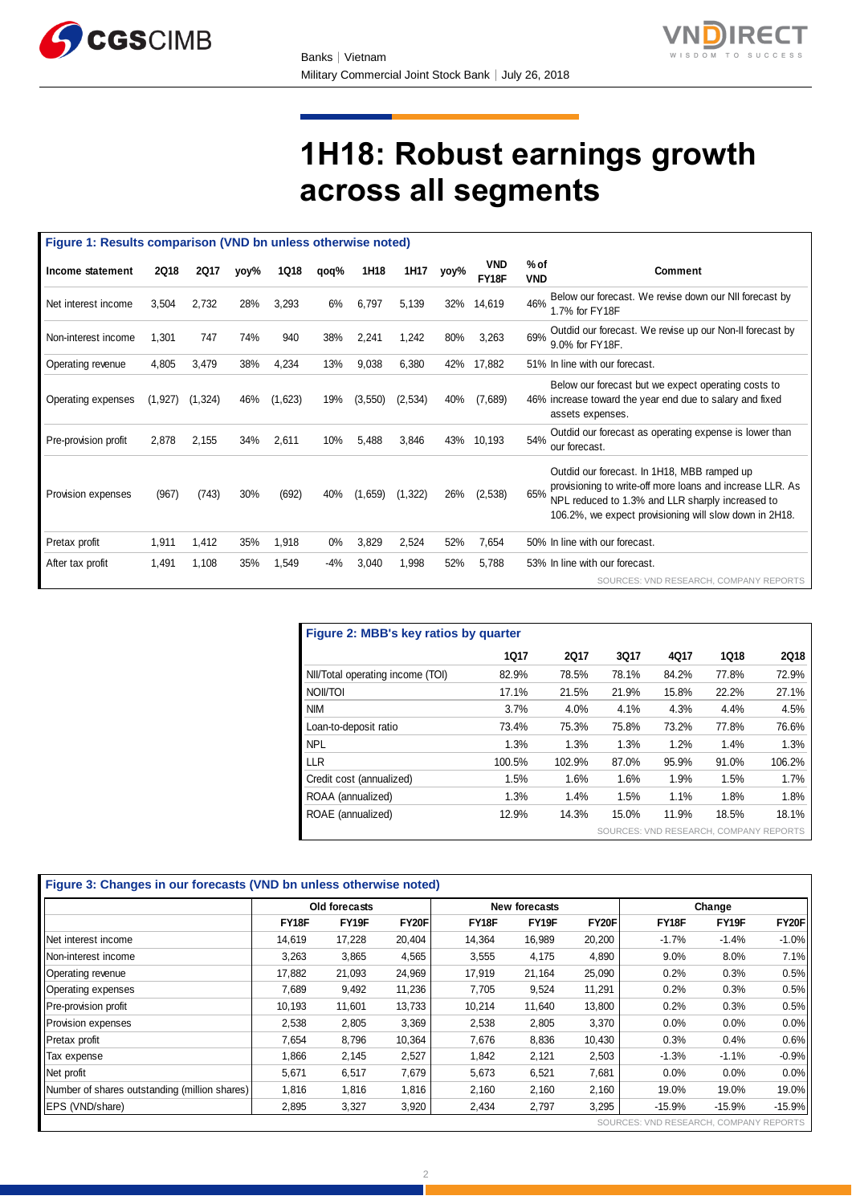# 1H18: Robust earnings growth across all segments

**Figure 1: Results comparison (VND bn unless otherwise noted)**

| Income statement | 2Q18 | 2Q17 | yoy% | 1Q18 | qoq% | 1H18 | 1H17 | yoy% | VND FY18F | % of VND | Comment |
|---|---|---|---|---|---|---|---|---|---|---|---|
| Net interest income | 3,504 | 2,732 | 28% | 3,293 | 6% | 6,797 | 5,139 | 32% | 14,619 | 46% | Below our forecast. We revise down our NII forecast by 1.7% for FY18F |
| Non-interest income | 1,301 | 747 | 74% | 940 | 38% | 2,241 | 1,242 | 80% | 3,263 | 69% | Outdid our forecast. We revise up our Non-II forecast by 9.0% for FY18F. |
| Operating revenue | 4,805 | 3,479 | 38% | 4,234 | 13% | 9,038 | 6,380 | 42% | 17,882 | 51% | In line with our forecast. |
| Operating expenses | (1,927) | (1,324) | 46% | (1,623) | 19% | (3,550) | (2,534) | 40% | (7,689) | 46% | Below our forecast but we expect operating costs to increase toward the year end due to salary and fixed assets expenses. |
| Pre-provision profit | 2,878 | 2,155 | 34% | 2,611 | 10% | 5,488 | 3,846 | 43% | 10,193 | 54% | Outdid our forecast as operating expense is lower than our forecast. |
| Provision expenses | (967) | (743) | 30% | (692) | 40% | (1,659) | (1,322) | 26% | (2,538) | 65% | Outdid our forecast. In 1H18, MBB ramped up provisioning to write-off more loans and increase LLR. As NPL reduced to 1.3% and LLR sharply increased to 106.2%, we expect provisioning will slow down in 2H18. |
| Pretax profit | 1,911 | 1,412 | 35% | 1,918 | 0% | 3,829 | 2,524 | 52% | 7,654 | 50% | In line with our forecast. |
| After tax profit | 1,491 | 1,108 | 35% | 1,549 | -4% | 3,040 | 1,998 | 52% | 5,788 | 53% | In line with our forecast. |

SOURCES: VND RESEARCH, COMPANY REPORTS

**Figure 2: MBB's key ratios by quarter**

| | 1Q17 | 2Q17 | 3Q17 | 4Q17 | 1Q18 | 2Q18 |
|---|---|---|---|---|---|---|
| NII/Total operating income (TOI) | 82.9% | 78.5% | 78.1% | 84.2% | 77.8% | 72.9% |
| NOII/TOI | 17.1% | 21.5% | 21.9% | 15.8% | 22.2% | 27.1% |
| NIM | 3.7% | 4.0% | 4.1% | 4.3% | 4.4% | 4.5% |
| Loan-to-deposit ratio | 73.4% | 75.3% | 75.8% | 73.2% | 77.8% | 76.6% |
| NPL | 1.3% | 1.3% | 1.3% | 1.2% | 1.4% | 1.3% |
| LLR | 100.5% | 102.9% | 87.0% | 95.9% | 91.0% | 106.2% |
| Credit cost (annualized) | 1.5% | 1.6% | 1.6% | 1.9% | 1.5% | 1.7% |
| ROAA (annualized) | 1.3% | 1.4% | 1.5% | 1.1% | 1.8% | 1.8% |
| ROAE (annualized) | 12.9% | 14.3% | 15.0% | 11.9% | 18.5% | 18.1% |

SOURCES: VND RESEARCH, COMPANY REPORTS

**Figure 3: Changes in our forecasts (VND bn unless otherwise noted)**

| | Old forecasts | | | New forecasts | | | Change | | |
|---|---|---|---|---|---|---|---|---|---|
| | FY18F | FY19F | FY20F | FY18F | FY19F | FY20F | FY18F | FY19F | FY20F |
| Net interest income | 14,619 | 17,228 | 20,404 | 14,364 | 16,989 | 20,200 | -1.7% | -1.4% | -1.0% |
| Non-interest income | 3,263 | 3,865 | 4,565 | 3,555 | 4,175 | 4,890 | 9.0% | 8.0% | 7.1% |
| Operating revenue | 17,882 | 21,093 | 24,969 | 17,919 | 21,164 | 25,090 | 0.2% | 0.3% | 0.5% |
| Operating expenses | 7,689 | 9,492 | 11,236 | 7,705 | 9,524 | 11,291 | 0.2% | 0.3% | 0.5% |
| Pre-provision profit | 10,193 | 11,601 | 13,733 | 10,214 | 11,640 | 13,800 | 0.2% | 0.3% | 0.5% |
| Provision expenses | 2,538 | 2,805 | 3,369 | 2,538 | 2,805 | 3,370 | 0.0% | 0.0% | 0.0% |
| Pretax profit | 7,654 | 8,796 | 10,364 | 7,676 | 8,836 | 10,430 | 0.3% | 0.4% | 0.6% |
| Tax expense | 1,866 | 2,145 | 2,527 | 1,842 | 2,121 | 2,503 | -1.3% | -1.1% | -0.9% |
| Net profit | 5,671 | 6,517 | 7,679 | 5,673 | 6,521 | 7,681 | 0.0% | 0.0% | 0.0% |
| Number of shares outstanding (million shares) | 1,816 | 1,816 | 1,816 | 2,160 | 2,160 | 2,160 | 19.0% | 19.0% | 19.0% |
| EPS (VND/share) | 2,895 | 3,327 | 3,920 | 2,434 | 2,797 | 3,295 | -15.9% | -15.9% | -15.9% |

SOURCES: VND RESEARCH, COMPANY REPORTS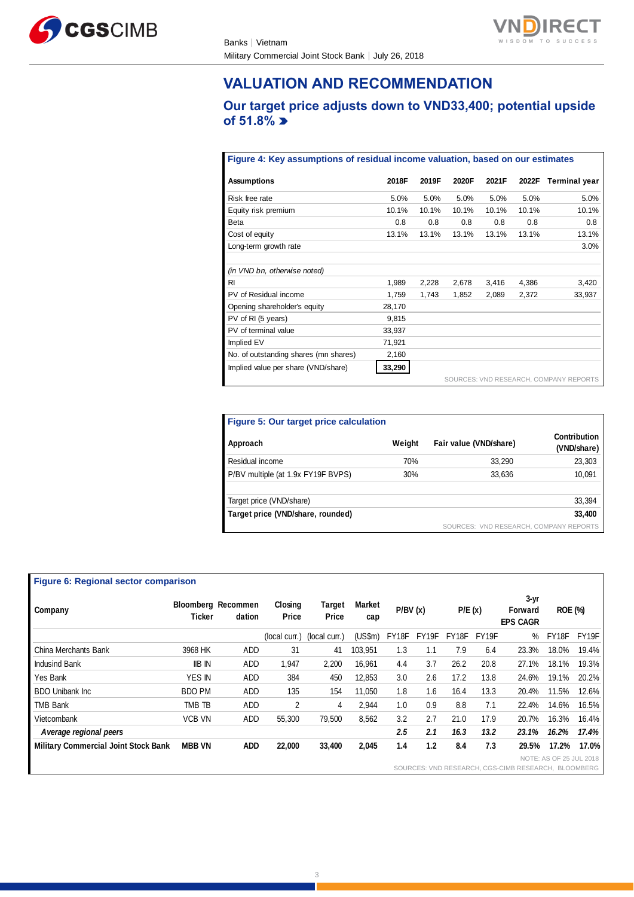# VALUATION AND RECOMMENDATION

## Our target price adjusts down to VND33,400; potential upside of 51.8%

**Figure 4: Key assumptions of residual income valuation, based on our estimates**

| Assumptions | 2018F | 2019F | 2020F | 2021F | 2022F | Terminal year |
|---|---|---|---|---|---|---|
| Risk free rate | 5.0% | 5.0% | 5.0% | 5.0% | 5.0% | 5.0% |
| Equity risk premium | 10.1% | 10.1% | 10.1% | 10.1% | 10.1% | 10.1% |
| Beta | 0.8 | 0.8 | 0.8 | 0.8 | 0.8 | 0.8 |
| Cost of equity | 13.1% | 13.1% | 13.1% | 13.1% | 13.1% | 13.1% |
| Long-term growth rate | | | | | | 3.0% |
| | | | | | | |
| *(in VND bn, otherwise noted)* | | | | | | |
| RI | 1,989 | 2,228 | 2,678 | 3,416 | 4,386 | 3,420 |
| PV of Residual income | 1,759 | 1,743 | 1,852 | 2,089 | 2,372 | 33,937 |
| Opening shareholder's equity | 28,170 | | | | | |
| PV of RI (5 years) | 9,815 | | | | | |
| PV of terminal value | 33,937 | | | | | |
| Implied EV | 71,921 | | | | | |
| No. of outstanding shares (mn shares) | 2,160 | | | | | |
| Implied value per share (VND/share) | **33,290** | | | | | |

SOURCES: VND RESEARCH, COMPANY REPORTS

**Figure 5: Our target price calculation**

| Approach | Weight | Fair value (VND/share) | Contribution (VND/share) |
|---|---|---|---|
| Residual income | 70% | 33,290 | 23,303 |
| P/BV multiple (at 1.9x FY19F BVPS) | 30% | 33,636 | 10,091 |
| | | | |
| Target price (VND/share) | | | 33,394 |
| **Target price (VND/share, rounded)** | | | **33,400** |

SOURCES: VND RESEARCH, COMPANY REPORTS

**Figure 6: Regional sector comparison**

| Company | Bloomberg Ticker | Recommendation | Closing Price | Target Price | Market cap | P/BV (x) | | P/E (x) | | 3-yr Forward EPS CAGR | ROE (%) | |
|---|---|---|---|---|---|---|---|---|---|---|---|---|
| | | | (local curr.) | (local curr.) | (US$m) | FY18F | FY19F | FY18F | FY19F | % | FY18F | FY19F |
| China Merchants Bank | 3968 HK | ADD | 31 | 41 | 103,951 | 1.3 | 1.1 | 7.9 | 6.4 | 23.3% | 18.0% | 19.4% |
| Indusind Bank | IIB IN | ADD | 1,947 | 2,200 | 16,961 | 4.4 | 3.7 | 26.2 | 20.8 | 27.1% | 18.1% | 19.3% |
| Yes Bank | YES IN | ADD | 384 | 450 | 12,853 | 3.0 | 2.6 | 17.2 | 13.8 | 24.6% | 19.1% | 20.2% |
| BDO Unibank Inc | BDO PM | ADD | 135 | 154 | 11,050 | 1.8 | 1.6 | 16.4 | 13.3 | 20.4% | 11.5% | 12.6% |
| TMB Bank | TMB TB | ADD | 2 | 4 | 2,944 | 1.0 | 0.9 | 8.8 | 7.1 | 22.4% | 14.6% | 16.5% |
| Vietcombank | VCB VN | ADD | 55,300 | 79,500 | 8,562 | 3.2 | 2.7 | 21.0 | 17.9 | 20.7% | 16.3% | 16.4% |
| ***Average regional peers*** | | | | | | ***2.5*** | ***2.1*** | ***16.3*** | ***13.2*** | ***23.1%*** | ***16.2%*** | ***17.4%*** |
| **Military Commercial Joint Stock Bank** | **MBB VN** | **ADD** | **22,000** | **33,400** | **2,045** | **1.4** | **1.2** | **8.4** | **7.3** | **29.5%** | **17.2%** | **17.0%** |

NOTE: AS OF 25 JUL 2018

SOURCES: VND RESEARCH, CGS-CIMB RESEARCH, BLOOMBERG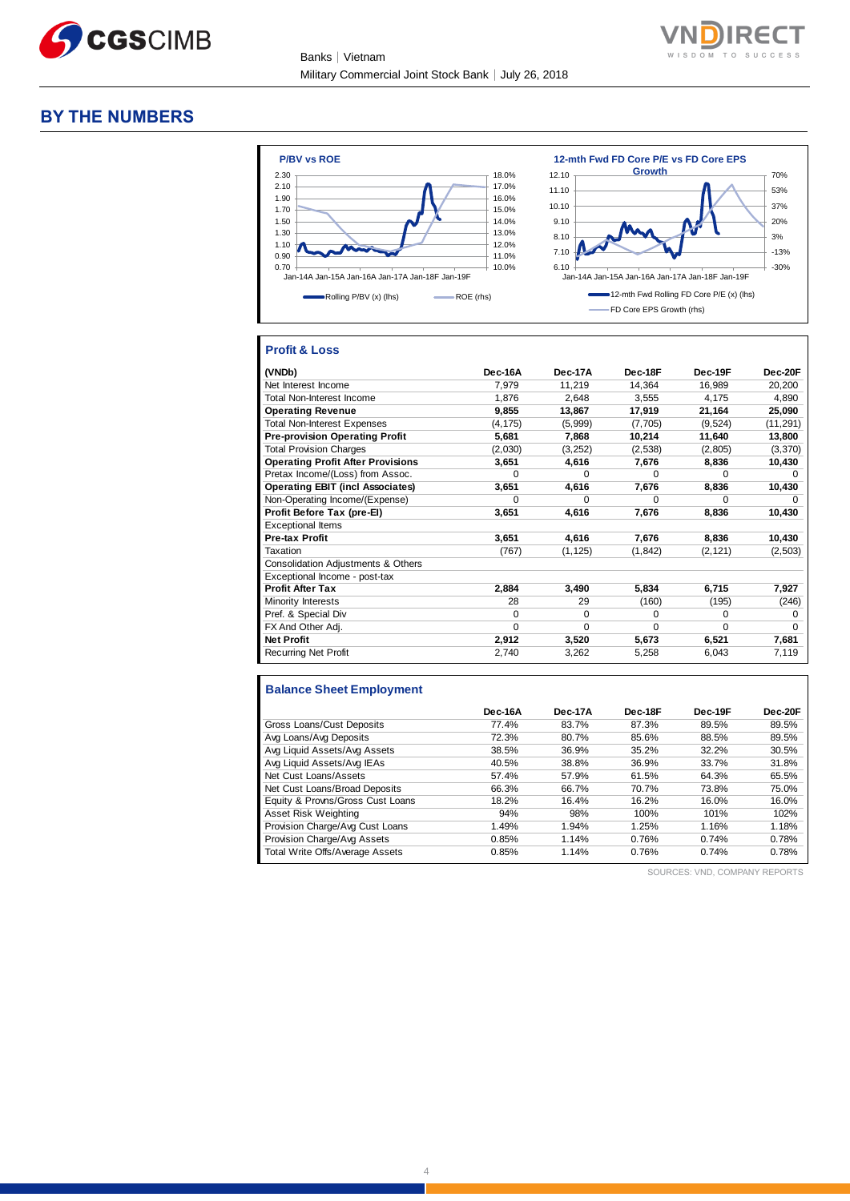## BY THE NUMBERS

**P/BV vs ROE**

Rolling P/BV (x) (lhs) — ROE (rhs)

**12-mth Fwd FD Core P/E vs FD Core EPS Growth**

12-mth Fwd Rolling FD Core P/E (x) (lhs) — FD Core EPS Growth (rhs)

### Profit & Loss

| (VNDb) | Dec-16A | Dec-17A | Dec-18F | Dec-19F | Dec-20F |
|---|---|---|---|---|---|
| Net Interest Income | 7,979 | 11,219 | 14,364 | 16,989 | 20,200 |
| Total Non-Interest Income | 1,876 | 2,648 | 3,555 | 4,175 | 4,890 |
| **Operating Revenue** | **9,855** | **13,867** | **17,919** | **21,164** | **25,090** |
| Total Non-Interest Expenses | (4,175) | (5,999) | (7,705) | (9,524) | (11,291) |
| **Pre-provision Operating Profit** | **5,681** | **7,868** | **10,214** | **11,640** | **13,800** |
| Total Provision Charges | (2,030) | (3,252) | (2,538) | (2,805) | (3,370) |
| **Operating Profit After Provisions** | **3,651** | **4,616** | **7,676** | **8,836** | **10,430** |
| Pretax Income/(Loss) from Assoc. | 0 | 0 | 0 | 0 | 0 |
| **Operating EBIT (incl Associates)** | **3,651** | **4,616** | **7,676** | **8,836** | **10,430** |
| Non-Operating Income/(Expense) | 0 | 0 | 0 | 0 | 0 |
| **Profit Before Tax (pre-EI)** | **3,651** | **4,616** | **7,676** | **8,836** | **10,430** |
| Exceptional Items | | | | | |
| **Pre-tax Profit** | **3,651** | **4,616** | **7,676** | **8,836** | **10,430** |
| Taxation | (767) | (1,125) | (1,842) | (2,121) | (2,503) |
| Consolidation Adjustments & Others | | | | | |
| Exceptional Income - post-tax | | | | | |
| **Profit After Tax** | **2,884** | **3,490** | **5,834** | **6,715** | **7,927** |
| Minority Interests | 28 | 29 | (160) | (195) | (246) |
| Pref. & Special Div | 0 | 0 | 0 | 0 | 0 |
| FX And Other Adj. | 0 | 0 | 0 | 0 | 0 |
| **Net Profit** | **2,912** | **3,520** | **5,673** | **6,521** | **7,681** |
| Recurring Net Profit | 2,740 | 3,262 | 5,258 | 6,043 | 7,119 |

### Balance Sheet Employment

| | Dec-16A | Dec-17A | Dec-18F | Dec-19F | Dec-20F |
|---|---|---|---|---|---|
| Gross Loans/Cust Deposits | 77.4% | 83.7% | 87.3% | 89.5% | 89.5% |
| Avg Loans/Avg Deposits | 72.3% | 80.7% | 85.6% | 88.5% | 89.5% |
| Avg Liquid Assets/Avg Assets | 38.5% | 36.9% | 35.2% | 32.2% | 30.5% |
| Avg Liquid Assets/Avg IEAs | 40.5% | 38.8% | 36.9% | 33.7% | 31.8% |
| Net Cust Loans/Assets | 57.4% | 57.9% | 61.5% | 64.3% | 65.5% |
| Net Cust Loans/Broad Deposits | 66.3% | 66.7% | 70.7% | 73.8% | 75.0% |
| Equity & Provns/Gross Cust Loans | 18.2% | 16.4% | 16.2% | 16.0% | 16.0% |
| Asset Risk Weighting | 94% | 98% | 100% | 101% | 102% |
| Provision Charge/Avg Cust Loans | 1.49% | 1.94% | 1.25% | 1.16% | 1.18% |
| Provision Charge/Avg Assets | 0.85% | 1.14% | 0.76% | 0.74% | 0.78% |
| Total Write Offs/Average Assets | 0.85% | 1.14% | 0.76% | 0.74% | 0.78% |

SOURCES: VND, COMPANY REPORTS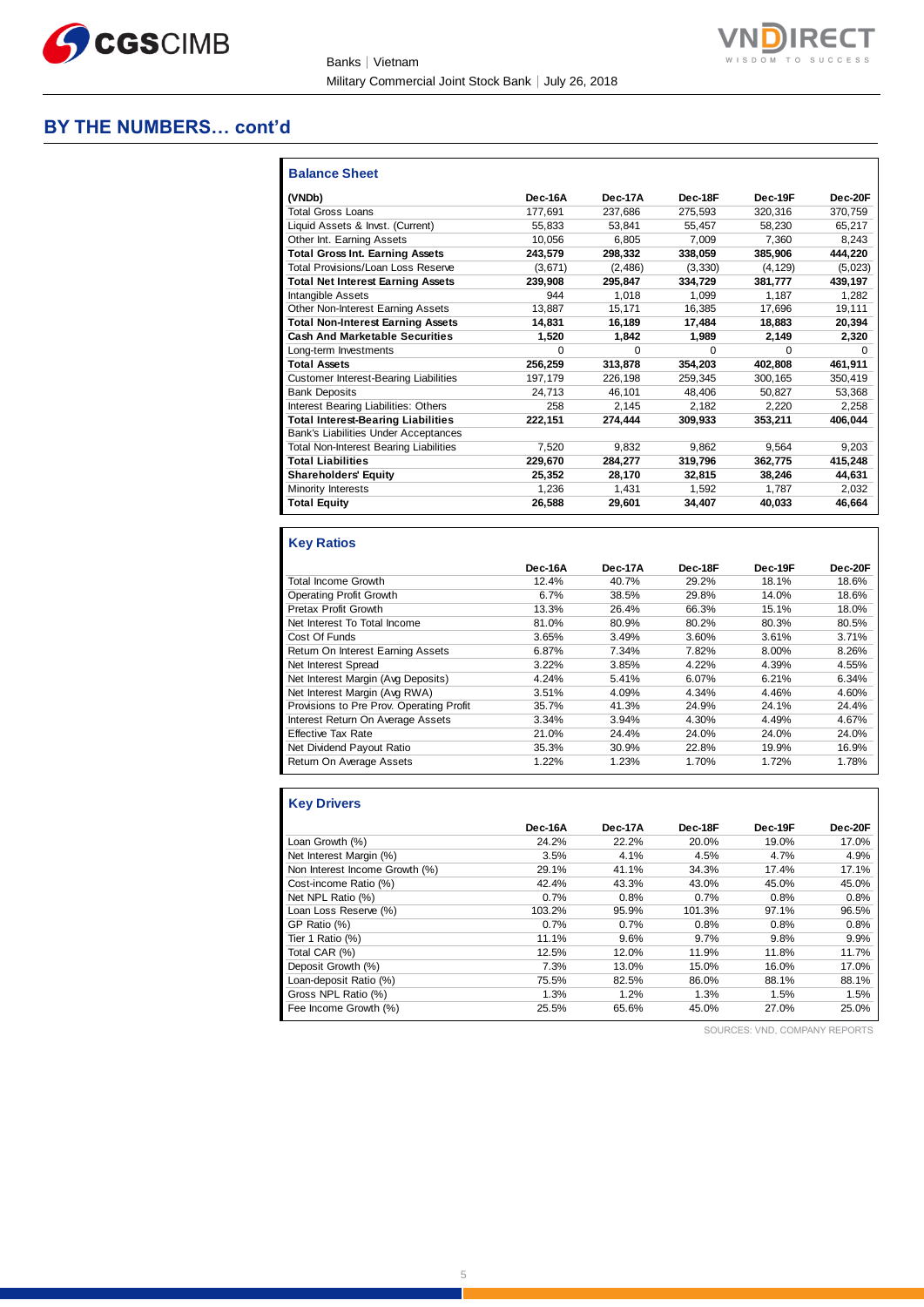## BY THE NUMBERS… cont'd

### Balance Sheet

| (VNDb) | Dec-16A | Dec-17A | Dec-18F | Dec-19F | Dec-20F |
|---|---|---|---|---|---|
| Total Gross Loans | 177,691 | 237,686 | 275,593 | 320,316 | 370,759 |
| Liquid Assets & Invst. (Current) | 55,833 | 53,841 | 55,457 | 58,230 | 65,217 |
| Other Int. Earning Assets | 10,056 | 6,805 | 7,009 | 7,360 | 8,243 |
| **Total Gross Int. Earning Assets** | **243,579** | **298,332** | **338,059** | **385,906** | **444,220** |
| Total Provisions/Loan Loss Reserve | (3,671) | (2,486) | (3,330) | (4,129) | (5,023) |
| **Total Net Interest Earning Assets** | **239,908** | **295,847** | **334,729** | **381,777** | **439,197** |
| Intangible Assets | 944 | 1,018 | 1,099 | 1,187 | 1,282 |
| Other Non-Interest Earning Assets | 13,887 | 15,171 | 16,385 | 17,696 | 19,111 |
| **Total Non-Interest Earning Assets** | **14,831** | **16,189** | **17,484** | **18,883** | **20,394** |
| **Cash And Marketable Securities** | **1,520** | **1,842** | **1,989** | **2,149** | **2,320** |
| Long-term Investments | 0 | 0 | 0 | 0 | 0 |
| **Total Assets** | **256,259** | **313,878** | **354,203** | **402,808** | **461,911** |
| Customer Interest-Bearing Liabilities | 197,179 | 226,198 | 259,345 | 300,165 | 350,419 |
| Bank Deposits | 24,713 | 46,101 | 48,406 | 50,827 | 53,368 |
| Interest Bearing Liabilities: Others | 258 | 2,145 | 2,182 | 2,220 | 2,258 |
| **Total Interest-Bearing Liabilities** | **222,151** | **274,444** | **309,933** | **353,211** | **406,044** |
| Bank's Liabilities Under Acceptances | | | | | |
| Total Non-Interest Bearing Liabilities | 7,520 | 9,832 | 9,862 | 9,564 | 9,203 |
| **Total Liabilities** | **229,670** | **284,277** | **319,796** | **362,775** | **415,248** |
| **Shareholders' Equity** | **25,352** | **28,170** | **32,815** | **38,246** | **44,631** |
| Minority Interests | 1,236 | 1,431 | 1,592 | 1,787 | 2,032 |
| **Total Equity** | **26,588** | **29,601** | **34,407** | **40,033** | **46,664** |

### Key Ratios

| | Dec-16A | Dec-17A | Dec-18F | Dec-19F | Dec-20F |
|---|---|---|---|---|---|
| Total Income Growth | 12.4% | 40.7% | 29.2% | 18.1% | 18.6% |
| Operating Profit Growth | 6.7% | 38.5% | 29.8% | 14.0% | 18.6% |
| Pretax Profit Growth | 13.3% | 26.4% | 66.3% | 15.1% | 18.0% |
| Net Interest To Total Income | 81.0% | 80.9% | 80.2% | 80.3% | 80.5% |
| Cost Of Funds | 3.65% | 3.49% | 3.60% | 3.61% | 3.71% |
| Return On Interest Earning Assets | 6.87% | 7.34% | 7.82% | 8.00% | 8.26% |
| Net Interest Spread | 3.22% | 3.85% | 4.22% | 4.39% | 4.55% |
| Net Interest Margin (Avg Deposits) | 4.24% | 5.41% | 6.07% | 6.21% | 6.34% |
| Net Interest Margin (Avg RWA) | 3.51% | 4.09% | 4.34% | 4.46% | 4.60% |
| Provisions to Pre Prov. Operating Profit | 35.7% | 41.3% | 24.9% | 24.1% | 24.4% |
| Interest Return On Average Assets | 3.34% | 3.94% | 4.30% | 4.49% | 4.67% |
| Effective Tax Rate | 21.0% | 24.4% | 24.0% | 24.0% | 24.0% |
| Net Dividend Payout Ratio | 35.3% | 30.9% | 22.8% | 19.9% | 16.9% |
| Return On Average Assets | 1.22% | 1.23% | 1.70% | 1.72% | 1.78% |

### Key Drivers

| | Dec-16A | Dec-17A | Dec-18F | Dec-19F | Dec-20F |
|---|---|---|---|---|---|
| Loan Growth (%) | 24.2% | 22.2% | 20.0% | 19.0% | 17.0% |
| Net Interest Margin (%) | 3.5% | 4.1% | 4.5% | 4.7% | 4.9% |
| Non Interest Income Growth (%) | 29.1% | 41.1% | 34.3% | 17.4% | 17.1% |
| Cost-income Ratio (%) | 42.4% | 43.3% | 43.0% | 45.0% | 45.0% |
| Net NPL Ratio (%) | 0.7% | 0.8% | 0.7% | 0.8% | 0.8% |
| Loan Loss Reserve (%) | 103.2% | 95.9% | 101.3% | 97.1% | 96.5% |
| GP Ratio (%) | 0.7% | 0.7% | 0.8% | 0.8% | 0.8% |
| Tier 1 Ratio (%) | 11.1% | 9.6% | 9.7% | 9.8% | 9.9% |
| Total CAR (%) | 12.5% | 12.0% | 11.9% | 11.8% | 11.7% |
| Deposit Growth (%) | 7.3% | 13.0% | 15.0% | 16.0% | 17.0% |
| Loan-deposit Ratio (%) | 75.5% | 82.5% | 86.0% | 88.1% | 88.1% |
| Gross NPL Ratio (%) | 1.3% | 1.2% | 1.3% | 1.5% | 1.5% |
| Fee Income Growth (%) | 25.5% | 65.6% | 45.0% | 27.0% | 25.0% |

SOURCES: VND, COMPANY REPORTS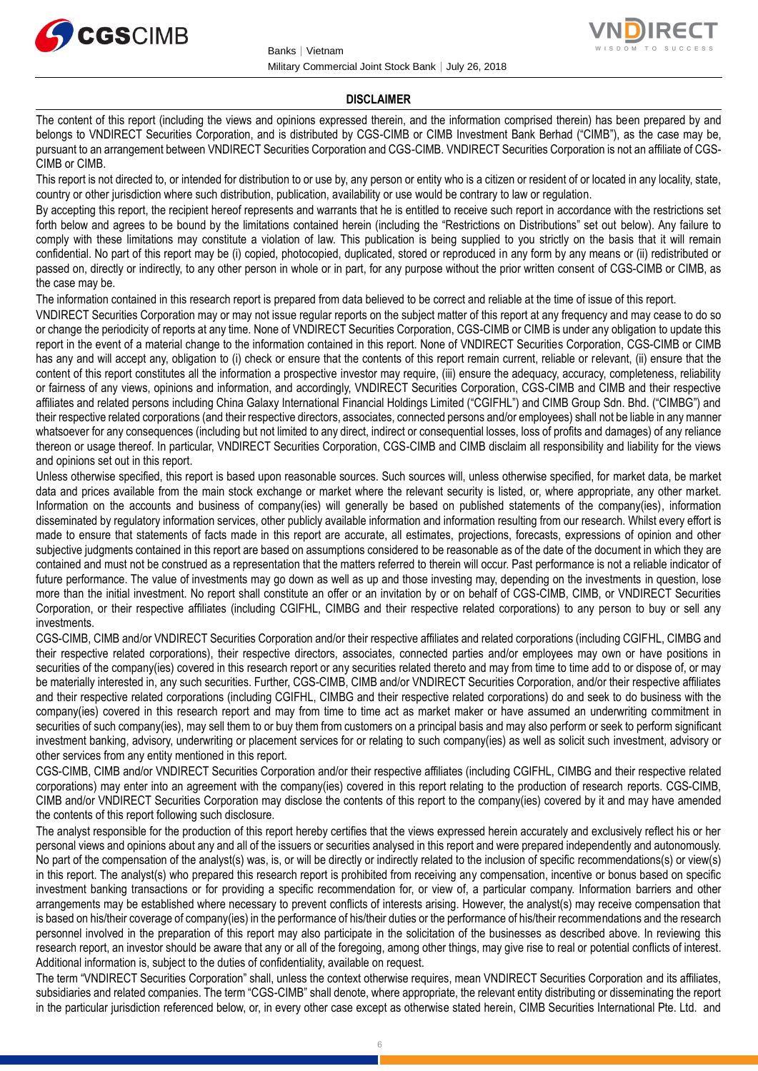## DISCLAIMER

The content of this report (including the views and opinions expressed therein, and the information comprised therein) has been prepared by and belongs to VNDIRECT Securities Corporation, and is distributed by CGS-CIMB or CIMB Investment Bank Berhad ("CIMB"), as the case may be, pursuant to an arrangement between VNDIRECT Securities Corporation and CGS-CIMB. VNDIRECT Securities Corporation is not an affiliate of CGS-CIMB or CIMB.

This report is not directed to, or intended for distribution to or use by, any person or entity who is a citizen or resident of or located in any locality, state, country or other jurisdiction where such distribution, publication, availability or use would be contrary to law or regulation.

By accepting this report, the recipient hereof represents and warrants that he is entitled to receive such report in accordance with the restrictions set forth below and agrees to be bound by the limitations contained herein (including the "Restrictions on Distributions" set out below). Any failure to comply with these limitations may constitute a violation of law. This publication is being supplied to you strictly on the basis that it will remain confidential. No part of this report may be (i) copied, photocopied, duplicated, stored or reproduced in any form by any means or (ii) redistributed or passed on, directly or indirectly, to any other person in whole or in part, for any purpose without the prior written consent of CGS-CIMB or CIMB, as the case may be.

The information contained in this research report is prepared from data believed to be correct and reliable at the time of issue of this report.

VNDIRECT Securities Corporation may or may not issue regular reports on the subject matter of this report at any frequency and may cease to do so or change the periodicity of reports at any time. None of VNDIRECT Securities Corporation, CGS-CIMB or CIMB is under any obligation to update this report in the event of a material change to the information contained in this report. None of VNDIRECT Securities Corporation, CGS-CIMB or CIMB has any and will accept any, obligation to (i) check or ensure that the contents of this report remain current, reliable or relevant, (ii) ensure that the content of this report constitutes all the information a prospective investor may require, (iii) ensure the adequacy, accuracy, completeness, reliability or fairness of any views, opinions and information, and accordingly, VNDIRECT Securities Corporation, CGS-CIMB and CIMB and their respective affiliates and related persons including China Galaxy International Financial Holdings Limited ("CGIFHL") and CIMB Group Sdn. Bhd. ("CIMBG") and their respective related corporations (and their respective directors, associates, connected persons and/or employees) shall not be liable in any manner whatsoever for any consequences (including but not limited to any direct, indirect or consequential losses, loss of profits and damages) of any reliance thereon or usage thereof. In particular, VNDIRECT Securities Corporation, CGS-CIMB and CIMB disclaim all responsibility and liability for the views and opinions set out in this report.

Unless otherwise specified, this report is based upon reasonable sources. Such sources will, unless otherwise specified, for market data, be market data and prices available from the main stock exchange or market where the relevant security is listed, or, where appropriate, any other market. Information on the accounts and business of company(ies) will generally be based on published statements of the company(ies), information disseminated by regulatory information services, other publicly available information and information resulting from our research. Whilst every effort is made to ensure that statements of facts made in this report are accurate, all estimates, projections, forecasts, expressions of opinion and other subjective judgments contained in this report are based on assumptions considered to be reasonable as of the date of the document in which they are contained and must not be construed as a representation that the matters referred to therein will occur. Past performance is not a reliable indicator of future performance. The value of investments may go down as well as up and those investing may, depending on the investments in question, lose more than the initial investment. No report shall constitute an offer or an invitation by or on behalf of CGS-CIMB, CIMB, or VNDIRECT Securities Corporation, or their respective affiliates (including CGIFHL, CIMBG and their respective related corporations) to any person to buy or sell any investments.

CGS-CIMB, CIMB and/or VNDIRECT Securities Corporation and/or their respective affiliates and related corporations (including CGIFHL, CIMBG and their respective related corporations), their respective directors, associates, connected parties and/or employees may own or have positions in securities of the company(ies) covered in this research report or any securities related thereto and may from time to time add to or dispose of, or may be materially interested in, any such securities. Further, CGS-CIMB, CIMB and/or VNDIRECT Securities Corporation, and/or their respective affiliates and their respective related corporations (including CGIFHL, CIMBG and their respective related corporations) do and seek to do business with the company(ies) covered in this research report and may from time to time act as market maker or have assumed an underwriting commitment in securities of such company(ies), may sell them to or buy them from customers on a principal basis and may also perform or seek to perform significant investment banking, advisory, underwriting or placement services for or relating to such company(ies) as well as solicit such investment, advisory or other services from any entity mentioned in this report.

CGS-CIMB, CIMB and/or VNDIRECT Securities Corporation and/or their respective affiliates (including CGIFHL, CIMBG and their respective related corporations) may enter into an agreement with the company(ies) covered in this report relating to the production of research reports. CGS-CIMB, CIMB and/or VNDIRECT Securities Corporation may disclose the contents of this report to the company(ies) covered by it and may have amended the contents of this report following such disclosure.

The analyst responsible for the production of this report hereby certifies that the views expressed herein accurately and exclusively reflect his or her personal views and opinions about any and all of the issuers or securities analysed in this report and were prepared independently and autonomously. No part of the compensation of the analyst(s) was, is, or will be directly or indirectly related to the inclusion of specific recommendations(s) or view(s) in this report. The analyst(s) who prepared this research report is prohibited from receiving any compensation, incentive or bonus based on specific investment banking transactions or for providing a specific recommendation for, or view of, a particular company. Information barriers and other arrangements may be established where necessary to prevent conflicts of interests arising. However, the analyst(s) may receive compensation that is based on his/their coverage of company(ies) in the performance of his/their duties or the performance of his/their recommendations and the research personnel involved in the preparation of this report may also participate in the solicitation of the businesses as described above. In reviewing this research report, an investor should be aware that any or all of the foregoing, among other things, may give rise to real or potential conflicts of interest. Additional information is, subject to the duties of confidentiality, available on request.

The term "VNDIRECT Securities Corporation" shall, unless the context otherwise requires, mean VNDIRECT Securities Corporation and its affiliates, subsidiaries and related companies. The term "CGS-CIMB" shall denote, where appropriate, the relevant entity distributing or disseminating the report in the particular jurisdiction referenced below, or, in every other case except as otherwise stated herein, CIMB Securities International Pte. Ltd. and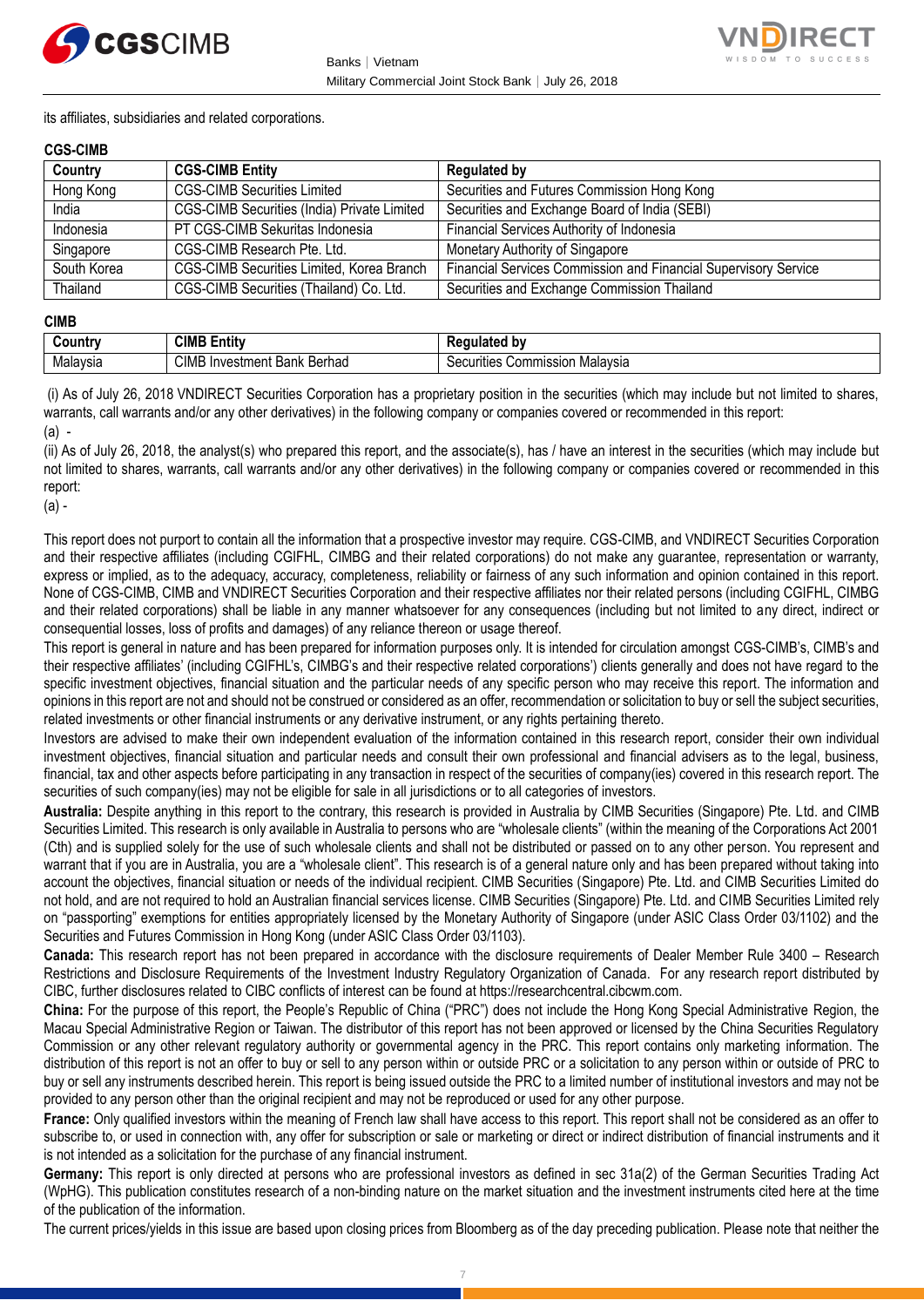its affiliates, subsidiaries and related corporations.

**CGS-CIMB**

| Country | CGS-CIMB Entity | Regulated by |
|---|---|---|
| Hong Kong | CGS-CIMB Securities Limited | Securities and Futures Commission Hong Kong |
| India | CGS-CIMB Securities (India) Private Limited | Securities and Exchange Board of India (SEBI) |
| Indonesia | PT CGS-CIMB Sekuritas Indonesia | Financial Services Authority of Indonesia |
| Singapore | CGS-CIMB Research Pte. Ltd. | Monetary Authority of Singapore |
| South Korea | CGS-CIMB Securities Limited, Korea Branch | Financial Services Commission and Financial Supervisory Service |
| Thailand | CGS-CIMB Securities (Thailand) Co. Ltd. | Securities and Exchange Commission Thailand |

**CIMB**

| Country | CIMB Entity | Regulated by |
|---|---|---|
| Malaysia | CIMB Investment Bank Berhad | Securities Commission Malaysia |

(i) As of July 26, 2018 VNDIRECT Securities Corporation has a proprietary position in the securities (which may include but not limited to shares, warrants, call warrants and/or any other derivatives) in the following company or companies covered or recommended in this report:

(a) -

(ii) As of July 26, 2018, the analyst(s) who prepared this report, and the associate(s), has / have an interest in the securities (which may include but not limited to shares, warrants, call warrants and/or any other derivatives) in the following company or companies covered or recommended in this report:

(a) -

This report does not purport to contain all the information that a prospective investor may require. CGS-CIMB, and VNDIRECT Securities Corporation and their respective affiliates (including CGIFHL, CIMBG and their related corporations) do not make any guarantee, representation or warranty, express or implied, as to the adequacy, accuracy, completeness, reliability or fairness of any such information and opinion contained in this report. None of CGS-CIMB, CIMB and VNDIRECT Securities Corporation and their respective affiliates nor their related persons (including CGIFHL, CIMBG and their related corporations) shall be liable in any manner whatsoever for any consequences (including but not limited to any direct, indirect or consequential losses, loss of profits and damages) of any reliance thereon or usage thereof.

This report is general in nature and has been prepared for information purposes only. It is intended for circulation amongst CGS-CIMB's, CIMB's and their respective affiliates' (including CGIFHL's, CIMBG's and their respective related corporations') clients generally and does not have regard to the specific investment objectives, financial situation and the particular needs of any specific person who may receive this report. The information and opinions in this report are not and should not be construed or considered as an offer, recommendation or solicitation to buy or sell the subject securities, related investments or other financial instruments or any derivative instrument, or any rights pertaining thereto.

Investors are advised to make their own independent evaluation of the information contained in this research report, consider their own individual investment objectives, financial situation and particular needs and consult their own professional and financial advisers as to the legal, business, financial, tax and other aspects before participating in any transaction in respect of the securities of company(ies) covered in this research report. The securities of such company(ies) may not be eligible for sale in all jurisdictions or to all categories of investors.

**Australia:** Despite anything in this report to the contrary, this research is provided in Australia by CIMB Securities (Singapore) Pte. Ltd. and CIMB Securities Limited. This research is only available in Australia to persons who are "wholesale clients" (within the meaning of the Corporations Act 2001 (Cth) and is supplied solely for the use of such wholesale clients and shall not be distributed or passed on to any other person. You represent and warrant that if you are in Australia, you are a "wholesale client". This research is of a general nature only and has been prepared without taking into account the objectives, financial situation or needs of the individual recipient. CIMB Securities (Singapore) Pte. Ltd. and CIMB Securities Limited do not hold, and are not required to hold an Australian financial services license. CIMB Securities (Singapore) Pte. Ltd. and CIMB Securities Limited rely on "passporting" exemptions for entities appropriately licensed by the Monetary Authority of Singapore (under ASIC Class Order 03/1102) and the Securities and Futures Commission in Hong Kong (under ASIC Class Order 03/1103).

**Canada:** This research report has not been prepared in accordance with the disclosure requirements of Dealer Member Rule 3400 – Research Restrictions and Disclosure Requirements of the Investment Industry Regulatory Organization of Canada. For any research report distributed by CIBC, further disclosures related to CIBC conflicts of interest can be found at https://researchcentral.cibcwm.com.

**China:** For the purpose of this report, the People's Republic of China ("PRC") does not include the Hong Kong Special Administrative Region, the Macau Special Administrative Region or Taiwan. The distributor of this report has not been approved or licensed by the China Securities Regulatory Commission or any other relevant regulatory authority or governmental agency in the PRC. This report contains only marketing information. The distribution of this report is not an offer to buy or sell to any person within or outside PRC or a solicitation to any person within or outside of PRC to buy or sell any instruments described herein. This report is being issued outside the PRC to a limited number of institutional investors and may not be provided to any person other than the original recipient and may not be reproduced or used for any other purpose.

**France:** Only qualified investors within the meaning of French law shall have access to this report. This report shall not be considered as an offer to subscribe to, or used in connection with, any offer for subscription or sale or marketing or direct or indirect distribution of financial instruments and it is not intended as a solicitation for the purchase of any financial instrument.

**Germany:** This report is only directed at persons who are professional investors as defined in sec 31a(2) of the German Securities Trading Act (WpHG). This publication constitutes research of a non-binding nature on the market situation and the investment instruments cited here at the time of the publication of the information.

The current prices/yields in this issue are based upon closing prices from Bloomberg as of the day preceding publication. Please note that neither the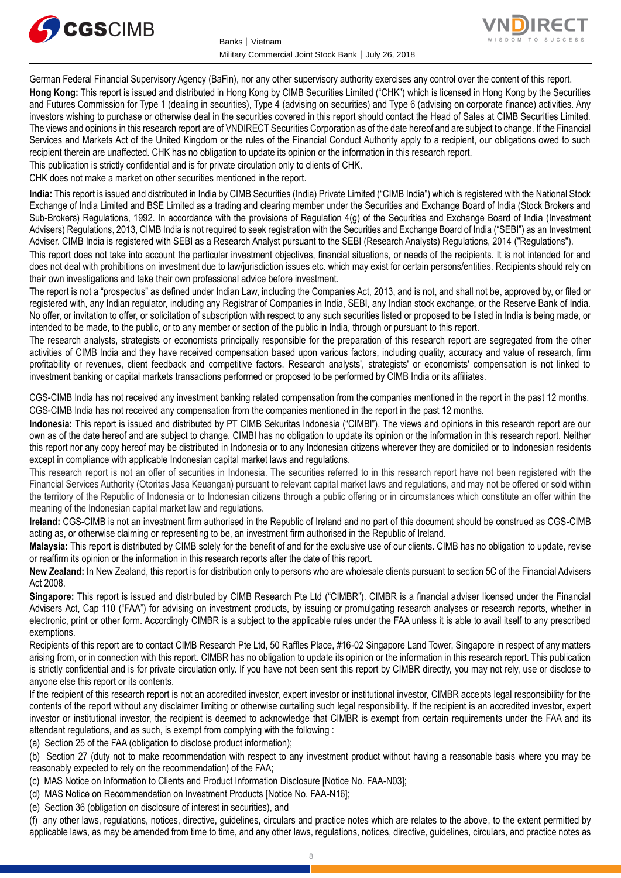German Federal Financial Supervisory Agency (BaFin), nor any other supervisory authority exercises any control over the content of this report.

**Hong Kong:** This report is issued and distributed in Hong Kong by CIMB Securities Limited ("CHK") which is licensed in Hong Kong by the Securities and Futures Commission for Type 1 (dealing in securities), Type 4 (advising on securities) and Type 6 (advising on corporate finance) activities. Any investors wishing to purchase or otherwise deal in the securities covered in this report should contact the Head of Sales at CIMB Securities Limited. The views and opinions in this research report are of VNDIRECT Securities Corporation as of the date hereof and are subject to change. If the Financial Services and Markets Act of the United Kingdom or the rules of the Financial Conduct Authority apply to a recipient, our obligations owed to such recipient therein are unaffected. CHK has no obligation to update its opinion or the information in this research report.

This publication is strictly confidential and is for private circulation only to clients of CHK.

CHK does not make a market on other securities mentioned in the report.

**India:** This report is issued and distributed in India by CIMB Securities (India) Private Limited ("CIMB India") which is registered with the National Stock Exchange of India Limited and BSE Limited as a trading and clearing member under the Securities and Exchange Board of India (Stock Brokers and Sub-Brokers) Regulations, 1992. In accordance with the provisions of Regulation 4(g) of the Securities and Exchange Board of India (Investment Advisers) Regulations, 2013, CIMB India is not required to seek registration with the Securities and Exchange Board of India ("SEBI") as an Investment Adviser. CIMB India is registered with SEBI as a Research Analyst pursuant to the SEBI (Research Analysts) Regulations, 2014 ("Regulations").

This report does not take into account the particular investment objectives, financial situations, or needs of the recipients. It is not intended for and does not deal with prohibitions on investment due to law/jurisdiction issues etc. which may exist for certain persons/entities. Recipients should rely on their own investigations and take their own professional advice before investment.

The report is not a "prospectus" as defined under Indian Law, including the Companies Act, 2013, and is not, and shall not be, approved by, or filed or registered with, any Indian regulator, including any Registrar of Companies in India, SEBI, any Indian stock exchange, or the Reserve Bank of India. No offer, or invitation to offer, or solicitation of subscription with respect to any such securities listed or proposed to be listed in India is being made, or intended to be made, to the public, or to any member or section of the public in India, through or pursuant to this report.

The research analysts, strategists or economists principally responsible for the preparation of this research report are segregated from the other activities of CIMB India and they have received compensation based upon various factors, including quality, accuracy and value of research, firm profitability or revenues, client feedback and competitive factors. Research analysts', strategists' or economists' compensation is not linked to investment banking or capital markets transactions performed or proposed to be performed by CIMB India or its affiliates.

CGS-CIMB India has not received any investment banking related compensation from the companies mentioned in the report in the past 12 months.
CGS-CIMB India has not received any compensation from the companies mentioned in the report in the past 12 months.

**Indonesia:** This report is issued and distributed by PT CIMB Sekuritas Indonesia ("CIMBI"). The views and opinions in this research report are our own as of the date hereof and are subject to change. CIMBI has no obligation to update its opinion or the information in this research report. Neither this report nor any copy hereof may be distributed in Indonesia or to any Indonesian citizens wherever they are domiciled or to Indonesian residents except in compliance with applicable Indonesian capital market laws and regulations.

This research report is not an offer of securities in Indonesia. The securities referred to in this research report have not been registered with the Financial Services Authority (Otoritas Jasa Keuangan) pursuant to relevant capital market laws and regulations, and may not be offered or sold within the territory of the Republic of Indonesia or to Indonesian citizens through a public offering or in circumstances which constitute an offer within the meaning of the Indonesian capital market law and regulations.

**Ireland:** CGS-CIMB is not an investment firm authorised in the Republic of Ireland and no part of this document should be construed as CGS-CIMB acting as, or otherwise claiming or representing to be, an investment firm authorised in the Republic of Ireland.

**Malaysia:** This report is distributed by CIMB solely for the benefit of and for the exclusive use of our clients. CIMB has no obligation to update, revise or reaffirm its opinion or the information in this research reports after the date of this report.

**New Zealand:** In New Zealand, this report is for distribution only to persons who are wholesale clients pursuant to section 5C of the Financial Advisers Act 2008.

**Singapore:** This report is issued and distributed by CIMB Research Pte Ltd ("CIMBR"). CIMBR is a financial adviser licensed under the Financial Advisers Act, Cap 110 ("FAA") for advising on investment products, by issuing or promulgating research analyses or research reports, whether in electronic, print or other form. Accordingly CIMBR is a subject to the applicable rules under the FAA unless it is able to avail itself to any prescribed exemptions.

Recipients of this report are to contact CIMB Research Pte Ltd, 50 Raffles Place, #16-02 Singapore Land Tower, Singapore in respect of any matters arising from, or in connection with this report. CIMBR has no obligation to update its opinion or the information in this research report. This publication is strictly confidential and is for private circulation only. If you have not been sent this report by CIMBR directly, you may not rely, use or disclose to anyone else this report or its contents.

If the recipient of this research report is not an accredited investor, expert investor or institutional investor, CIMBR accepts legal responsibility for the contents of the report without any disclaimer limiting or otherwise curtailing such legal responsibility. If the recipient is an accredited investor, expert investor or institutional investor, the recipient is deemed to acknowledge that CIMBR is exempt from certain requirements under the FAA and its attendant regulations, and as such, is exempt from complying with the following :

(a) Section 25 of the FAA (obligation to disclose product information);

(b) Section 27 (duty not to make recommendation with respect to any investment product without having a reasonable basis where you may be reasonably expected to rely on the recommendation) of the FAA;

(c) MAS Notice on Information to Clients and Product Information Disclosure [Notice No. FAA-N03];

(d) MAS Notice on Recommendation on Investment Products [Notice No. FAA-N16];

(e) Section 36 (obligation on disclosure of interest in securities), and

(f) any other laws, regulations, notices, directive, guidelines, circulars and practice notes which are relates to the above, to the extent permitted by applicable laws, as may be amended from time to time, and any other laws, regulations, notices, directive, guidelines, circulars, and practice notes as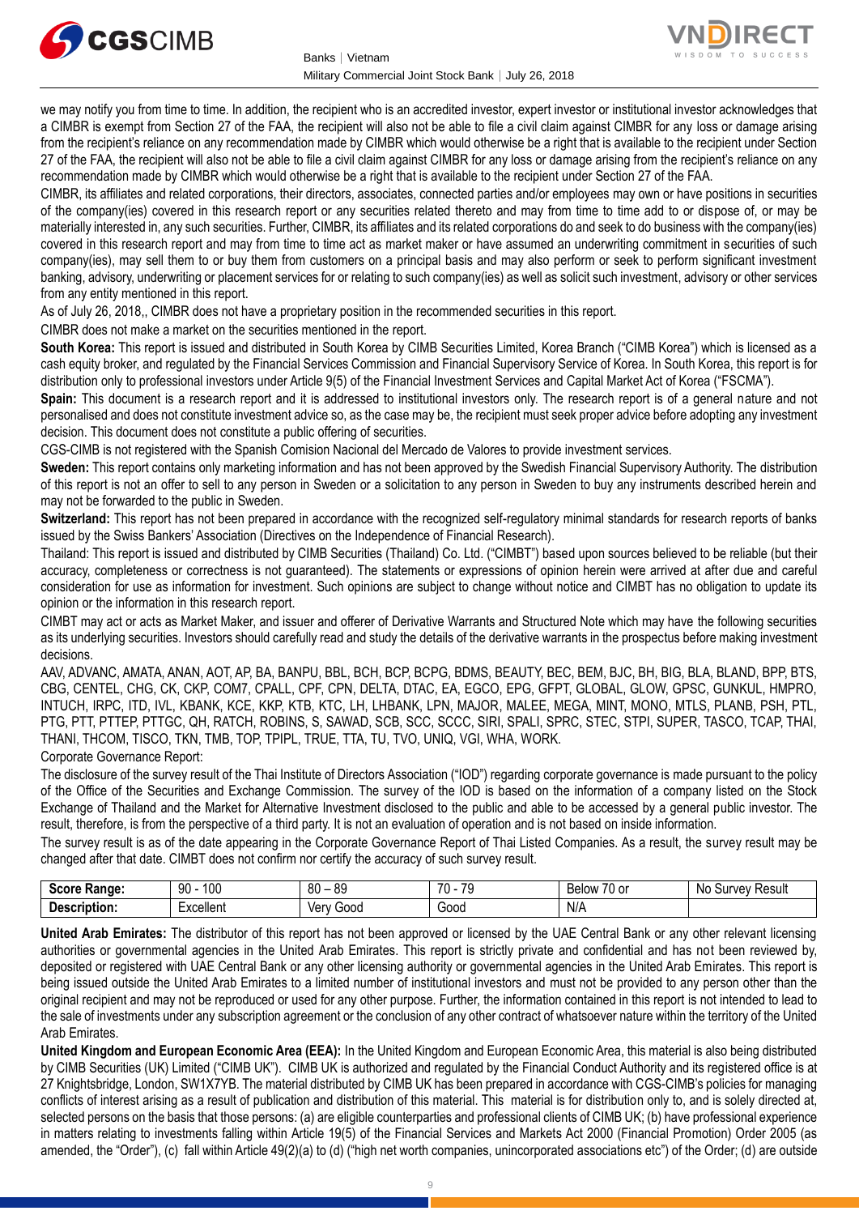we may notify you from time to time. In addition, the recipient who is an accredited investor, expert investor or institutional investor acknowledges that a CIMBR is exempt from Section 27 of the FAA, the recipient will also not be able to file a civil claim against CIMBR for any loss or damage arising from the recipient's reliance on any recommendation made by CIMBR which would otherwise be a right that is available to the recipient under Section 27 of the FAA, the recipient will also not be able to file a civil claim against CIMBR for any loss or damage arising from the recipient's reliance on any recommendation made by CIMBR which would otherwise be a right that is available to the recipient under Section 27 of the FAA.

CIMBR, its affiliates and related corporations, their directors, associates, connected parties and/or employees may own or have positions in securities of the company(ies) covered in this research report or any securities related thereto and may from time to time add to or dispose of, or may be materially interested in, any such securities. Further, CIMBR, its affiliates and its related corporations do and seek to do business with the company(ies) covered in this research report and may from time to time act as market maker or have assumed an underwriting commitment in securities of such company(ies), may sell them to or buy them from customers on a principal basis and may also perform or seek to perform significant investment banking, advisory, underwriting or placement services for or relating to such company(ies) as well as solicit such investment, advisory or other services from any entity mentioned in this report.

As of July 26, 2018,, CIMBR does not have a proprietary position in the recommended securities in this report.

CIMBR does not make a market on the securities mentioned in the report.

**South Korea:** This report is issued and distributed in South Korea by CIMB Securities Limited, Korea Branch ("CIMB Korea") which is licensed as a cash equity broker, and regulated by the Financial Services Commission and Financial Supervisory Service of Korea. In South Korea, this report is for distribution only to professional investors under Article 9(5) of the Financial Investment Services and Capital Market Act of Korea ("FSCMA").

**Spain:** This document is a research report and it is addressed to institutional investors only. The research report is of a general nature and not personalised and does not constitute investment advice so, as the case may be, the recipient must seek proper advice before adopting any investment decision. This document does not constitute a public offering of securities.

CGS-CIMB is not registered with the Spanish Comision Nacional del Mercado de Valores to provide investment services.

**Sweden:** This report contains only marketing information and has not been approved by the Swedish Financial Supervisory Authority. The distribution of this report is not an offer to sell to any person in Sweden or a solicitation to any person in Sweden to buy any instruments described herein and may not be forwarded to the public in Sweden.

**Switzerland:** This report has not been prepared in accordance with the recognized self-regulatory minimal standards for research reports of banks issued by the Swiss Bankers' Association (Directives on the Independence of Financial Research).

Thailand: This report is issued and distributed by CIMB Securities (Thailand) Co. Ltd. ("CIMBT") based upon sources believed to be reliable (but their accuracy, completeness or correctness is not guaranteed). The statements or expressions of opinion herein were arrived at after due and careful consideration for use as information for investment. Such opinions are subject to change without notice and CIMBT has no obligation to update its opinion or the information in this research report.

CIMBT may act or acts as Market Maker, and issuer and offerer of Derivative Warrants and Structured Note which may have the following securities as its underlying securities. Investors should carefully read and study the details of the derivative warrants in the prospectus before making investment decisions.

AAV, ADVANC, AMATA, ANAN, AOT, AP, BA, BANPU, BBL, BCH, BCP, BCPG, BDMS, BEAUTY, BEC, BEM, BJC, BH, BIG, BLA, BLAND, BPP, BTS, CBG, CENTEL, CHG, CK, CKP, COM7, CPALL, CPF, CPN, DELTA, DTAC, EA, EGCO, EPG, GFPT, GLOBAL, GLOW, GPSC, GUNKUL, HMPRO, INTUCH, IRPC, ITD, IVL, KBANK, KCE, KKP, KTB, KTC, LH, LHBANK, LPN, MAJOR, MALEE, MEGA, MINT, MONO, MTLS, PLANB, PSH, PTL, PTG, PTT, PTTEP, PTTGC, QH, RATCH, ROBINS, S, SAWAD, SCB, SCC, SCCC, SIRI, SPALI, SPRC, STEC, STPI, SUPER, TASCO, TCAP, THAI, THANI, THCOM, TISCO, TKN, TMB, TOP, TPIPL, TRUE, TTA, TU, TVO, UNIQ, VGI, WHA, WORK.

Corporate Governance Report:

The disclosure of the survey result of the Thai Institute of Directors Association ("IOD") regarding corporate governance is made pursuant to the policy of the Office of the Securities and Exchange Commission. The survey of the IOD is based on the information of a company listed on the Stock Exchange of Thailand and the Market for Alternative Investment disclosed to the public and able to be accessed by a general public investor. The result, therefore, is from the perspective of a third party. It is not an evaluation of operation and is not based on inside information.

The survey result is as of the date appearing in the Corporate Governance Report of Thai Listed Companies. As a result, the survey result may be changed after that date. CIMBT does not confirm nor certify the accuracy of such survey result.

| **Score Range:** | 90 - 100 | 80 – 89 | 70 - 79 | Below 70 or | No Survey Result |
|---|---|---|---|---|---|
| **Description:** | Excellent | Very Good | Good | N/A | |

**United Arab Emirates:** The distributor of this report has not been approved or licensed by the UAE Central Bank or any other relevant licensing authorities or governmental agencies in the United Arab Emirates. This report is strictly private and confidential and has not been reviewed by, deposited or registered with UAE Central Bank or any other licensing authority or governmental agencies in the United Arab Emirates. This report is being issued outside the United Arab Emirates to a limited number of institutional investors and must not be provided to any person other than the original recipient and may not be reproduced or used for any other purpose. Further, the information contained in this report is not intended to lead to the sale of investments under any subscription agreement or the conclusion of any other contract of whatsoever nature within the territory of the United Arab Emirates.

**United Kingdom and European Economic Area (EEA):** In the United Kingdom and European Economic Area, this material is also being distributed by CIMB Securities (UK) Limited ("CIMB UK"). CIMB UK is authorized and regulated by the Financial Conduct Authority and its registered office is at 27 Knightsbridge, London, SW1X7YB. The material distributed by CIMB UK has been prepared in accordance with CGS-CIMB's policies for managing conflicts of interest arising as a result of publication and distribution of this material. This material is for distribution only to, and is solely directed at, selected persons on the basis that those persons: (a) are eligible counterparties and professional clients of CIMB UK; (b) have professional experience in matters relating to investments falling within Article 19(5) of the Financial Services and Markets Act 2000 (Financial Promotion) Order 2005 (as amended, the "Order"), (c) fall within Article 49(2)(a) to (d) ("high net worth companies, unincorporated associations etc") of the Order; (d) are outside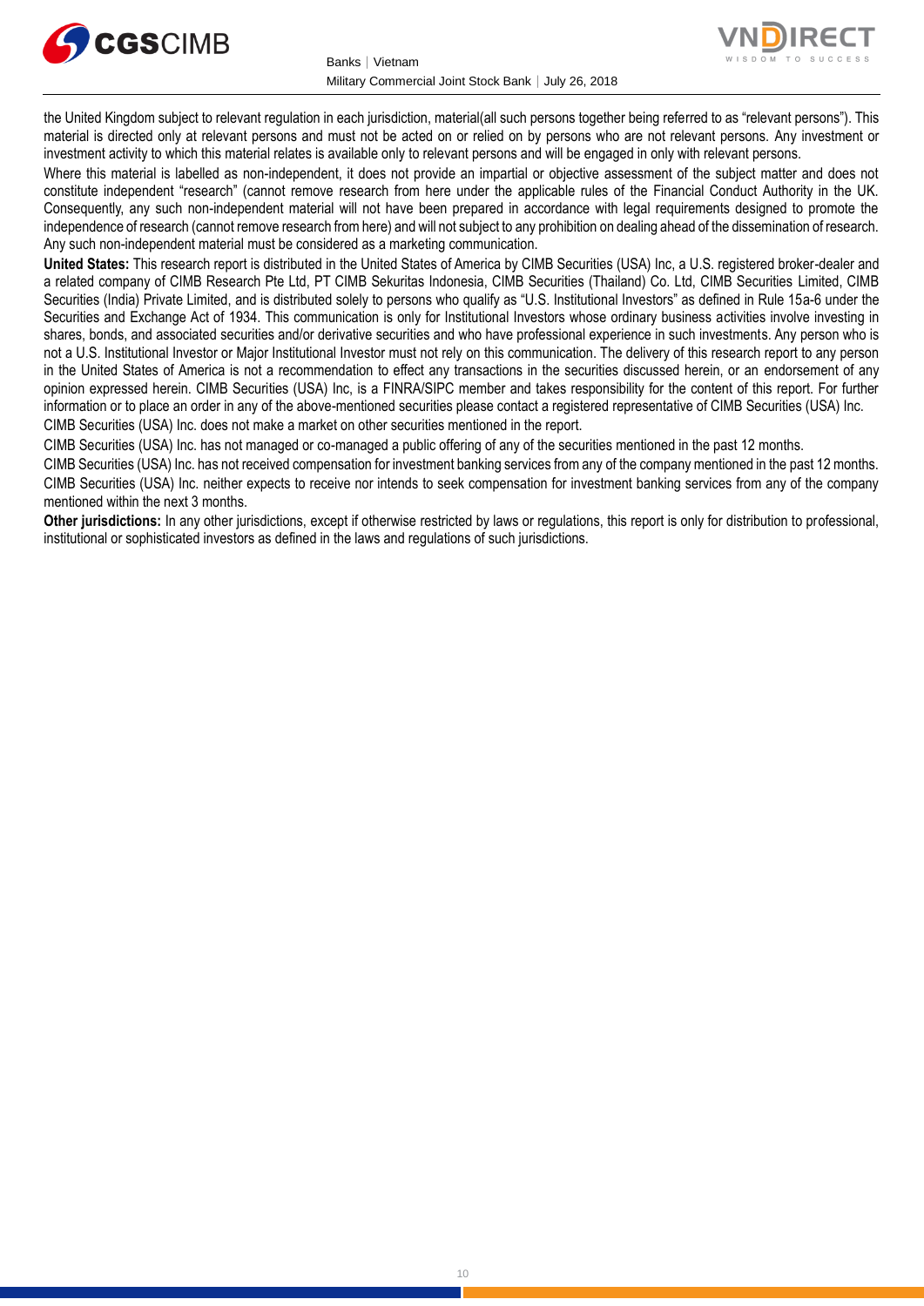the United Kingdom subject to relevant regulation in each jurisdiction, material(all such persons together being referred to as "relevant persons"). This material is directed only at relevant persons and must not be acted on or relied on by persons who are not relevant persons. Any investment or investment activity to which this material relates is available only to relevant persons and will be engaged in only with relevant persons.

Where this material is labelled as non-independent, it does not provide an impartial or objective assessment of the subject matter and does not constitute independent "research" (cannot remove research from here under the applicable rules of the Financial Conduct Authority in the UK. Consequently, any such non-independent material will not have been prepared in accordance with legal requirements designed to promote the independence of research (cannot remove research from here) and will not subject to any prohibition on dealing ahead of the dissemination of research. Any such non-independent material must be considered as a marketing communication.

**United States:** This research report is distributed in the United States of America by CIMB Securities (USA) Inc, a U.S. registered broker-dealer and a related company of CIMB Research Pte Ltd, PT CIMB Sekuritas Indonesia, CIMB Securities (Thailand) Co. Ltd, CIMB Securities Limited, CIMB Securities (India) Private Limited, and is distributed solely to persons who qualify as "U.S. Institutional Investors" as defined in Rule 15a-6 under the Securities and Exchange Act of 1934. This communication is only for Institutional Investors whose ordinary business activities involve investing in shares, bonds, and associated securities and/or derivative securities and who have professional experience in such investments. Any person who is not a U.S. Institutional Investor or Major Institutional Investor must not rely on this communication. The delivery of this research report to any person in the United States of America is not a recommendation to effect any transactions in the securities discussed herein, or an endorsement of any opinion expressed herein. CIMB Securities (USA) Inc, is a FINRA/SIPC member and takes responsibility for the content of this report. For further information or to place an order in any of the above-mentioned securities please contact a registered representative of CIMB Securities (USA) Inc.

CIMB Securities (USA) Inc. does not make a market on other securities mentioned in the report.

CIMB Securities (USA) Inc. has not managed or co-managed a public offering of any of the securities mentioned in the past 12 months.

CIMB Securities (USA) Inc. has not received compensation for investment banking services from any of the company mentioned in the past 12 months.

CIMB Securities (USA) Inc. neither expects to receive nor intends to seek compensation for investment banking services from any of the company mentioned within the next 3 months.

**Other jurisdictions:** In any other jurisdictions, except if otherwise restricted by laws or regulations, this report is only for distribution to professional, institutional or sophisticated investors as defined in the laws and regulations of such jurisdictions.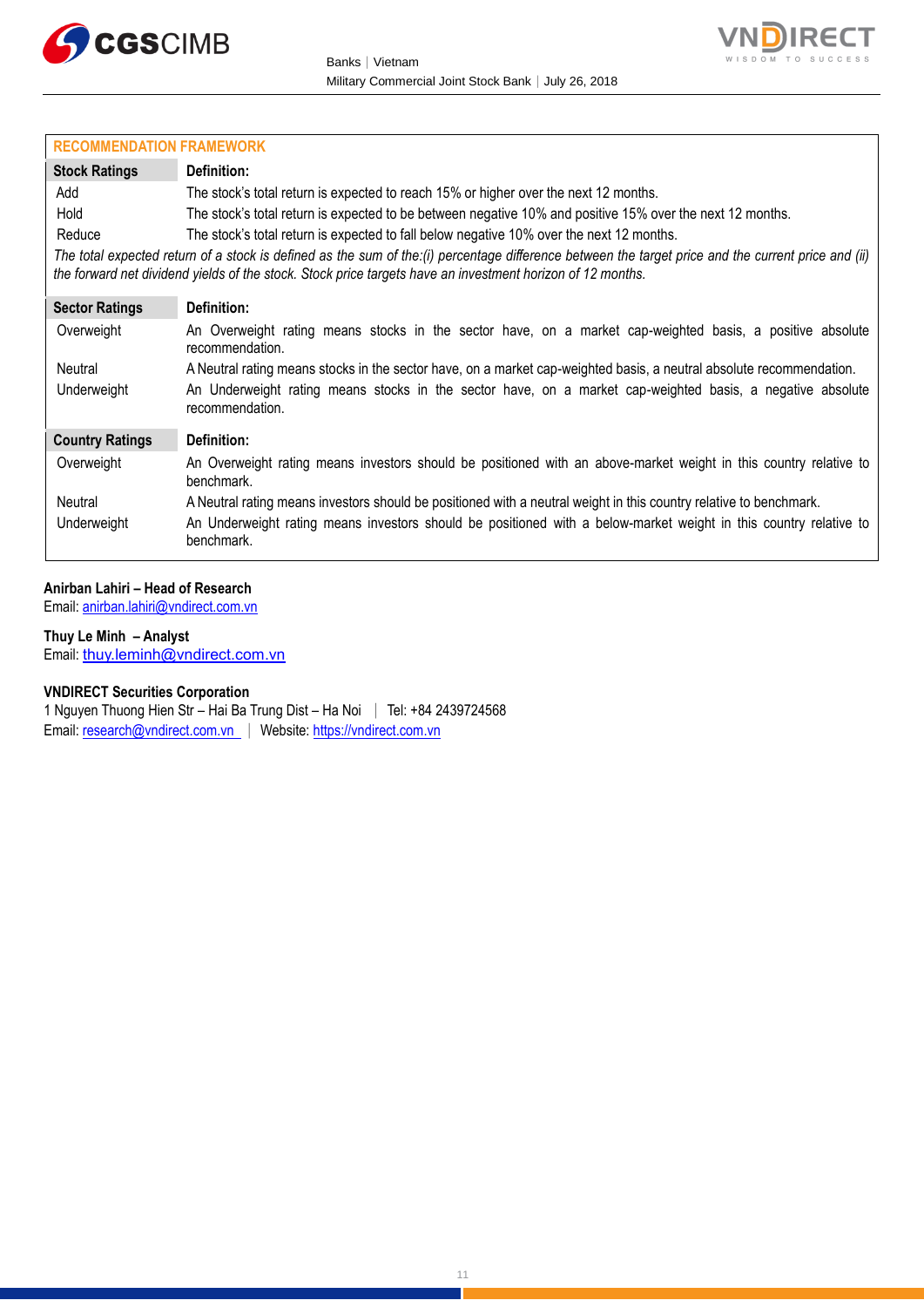## RECOMMENDATION FRAMEWORK

| Stock Ratings | Definition: |
|---|---|
| Add | The stock's total return is expected to reach 15% or higher over the next 12 months. |
| Hold | The stock's total return is expected to be between negative 10% and positive 15% over the next 12 months. |
| Reduce | The stock's total return is expected to fall below negative 10% over the next 12 months. |

*The total expected return of a stock is defined as the sum of the:(i) percentage difference between the target price and the current price and (ii) the forward net dividend yields of the stock. Stock price targets have an investment horizon of 12 months.*

| Sector Ratings | Definition: |
|---|---|
| Overweight | An Overweight rating means stocks in the sector have, on a market cap-weighted basis, a positive absolute recommendation. |
| Neutral | A Neutral rating means stocks in the sector have, on a market cap-weighted basis, a neutral absolute recommendation. |
| Underweight | An Underweight rating means stocks in the sector have, on a market cap-weighted basis, a negative absolute recommendation. |

| Country Ratings | Definition: |
|---|---|
| Overweight | An Overweight rating means investors should be positioned with an above-market weight in this country relative to benchmark. |
| Neutral | A Neutral rating means investors should be positioned with a neutral weight in this country relative to benchmark. |
| Underweight | An Underweight rating means investors should be positioned with a below-market weight in this country relative to benchmark. |

**Anirban Lahiri – Head of Research**
Email: anirban.lahiri@vndirect.com.vn

**Thuy Le Minh – Analyst**
Email: thuy.leminh@vndirect.com.vn

**VNDIRECT Securities Corporation**
1 Nguyen Thuong Hien Str – Hai Ba Trung Dist – Ha Noi | Tel: +84 2439724568
Email: research@vndirect.com.vn | Website: https://vndirect.com.vn